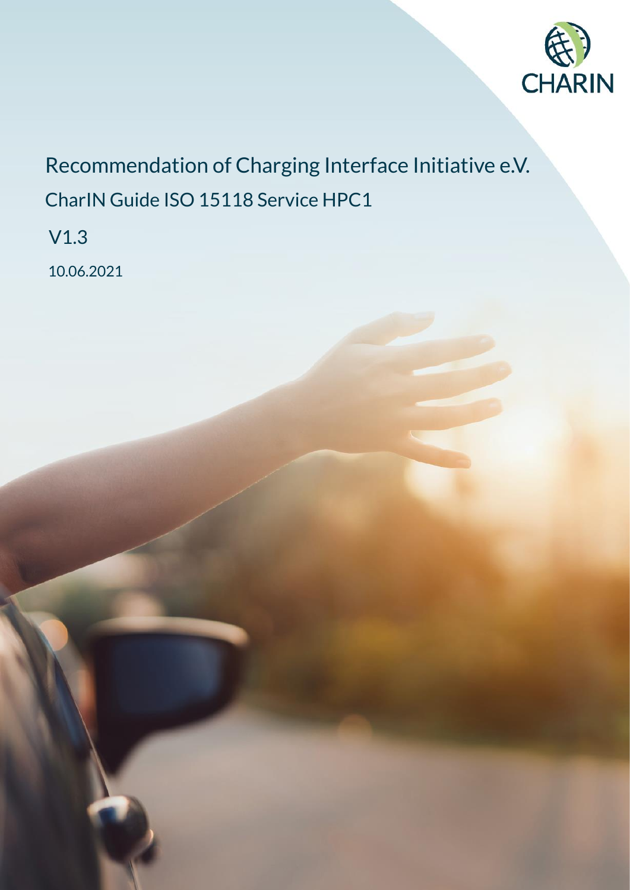CHARIN

# Recommendation of Charging Interface Initiative e.V.

## CharIN Guide ISO 15118 Service HPC1

V1.3

10.06.2021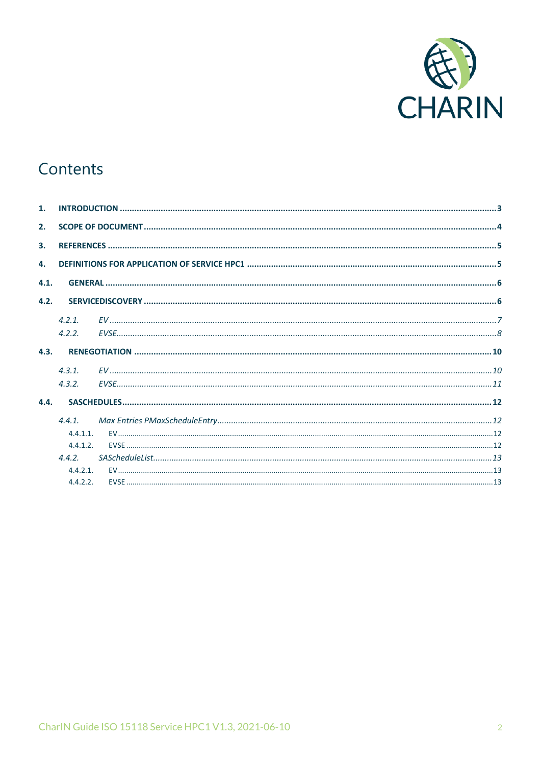# Contents

**1. INTRODUCTION** ... 3

**2. SCOPE OF DOCUMENT** ... 4

**3. REFERENCES** ... 5

**4. DEFINITIONS FOR APPLICATION OF SERVICE HPC1** ... 5

**4.1. GENERAL** ... 6

**4.2. SERVICEDISCOVERY** ... 6

- *4.2.1. EV* ... 7
- *4.2.2. EVSE* ... 8

**4.3. RENEGOTIATION** ... 10

- *4.3.1. EV* ... 10
- *4.3.2. EVSE* ... 11

**4.4. SASCHEDULES** ... 12

- *4.4.1. Max Entries PMaxScheduleEntry* ... 12
  - 4.4.1.1. EV ... 12
  - 4.4.1.2. EVSE ... 12
- *4.4.2. SAScheduleList* ... 13
  - 4.4.2.1. EV ... 13
  - 4.4.2.2. EVSE ... 13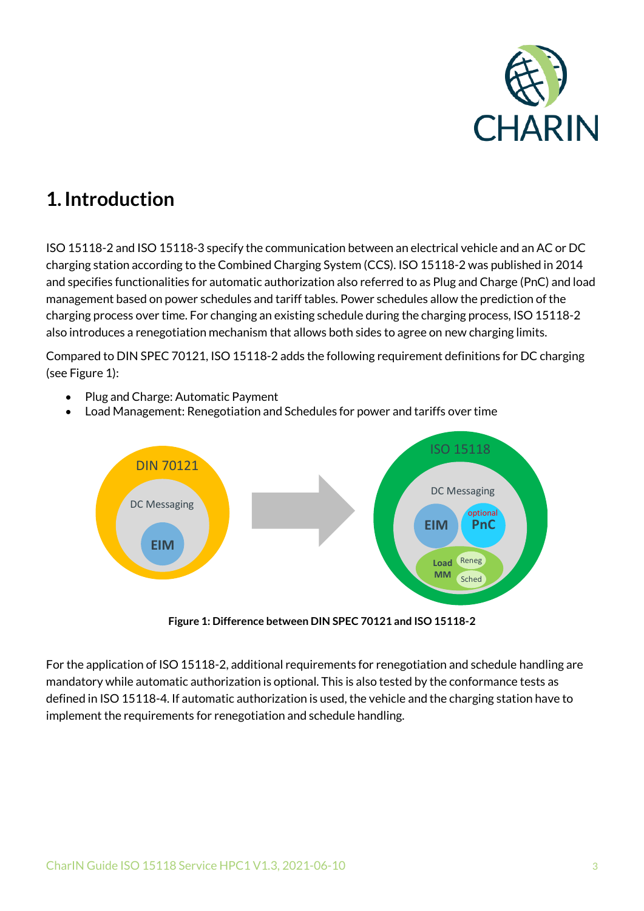# 1. Introduction

ISO 15118-2 and ISO 15118-3 specify the communication between an electrical vehicle and an AC or DC charging station according to the Combined Charging System (CCS). ISO 15118-2 was published in 2014 and specifies functionalities for automatic authorization also referred to as Plug and Charge (PnC) and load management based on power schedules and tariff tables. Power schedules allow the prediction of the charging process over time. For changing an existing schedule during the charging process, ISO 15118-2 also introduces a renegotiation mechanism that allows both sides to agree on new charging limits.

Compared to DIN SPEC 70121, ISO 15118-2 adds the following requirement definitions for DC charging (see Figure 1):

- Plug and Charge: Automatic Payment
- Load Management: Renegotiation and Schedules for power and tariffs over time

**Figure 1: Difference between DIN SPEC 70121 and ISO 15118-2**

For the application of ISO 15118-2, additional requirements for renegotiation and schedule handling are mandatory while automatic authorization is optional. This is also tested by the conformance tests as defined in ISO 15118-4. If automatic authorization is used, the vehicle and the charging station have to implement the requirements for renegotiation and schedule handling.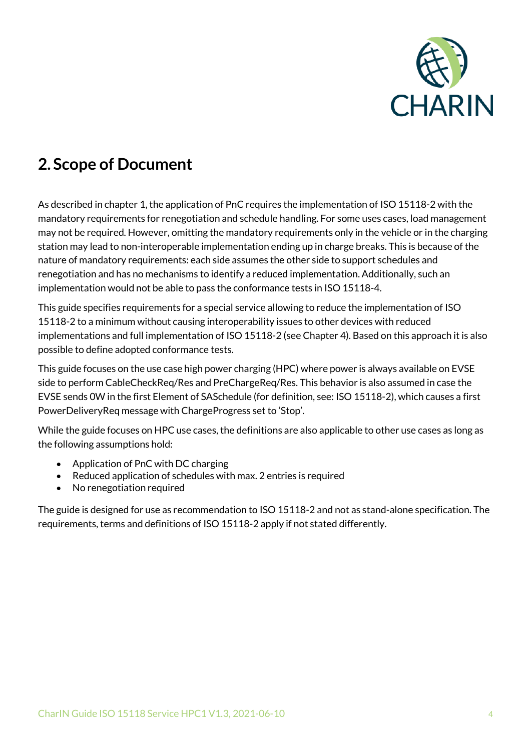## 2. Scope of Document

As described in chapter 1, the application of PnC requires the implementation of ISO 15118-2 with the mandatory requirements for renegotiation and schedule handling. For some uses cases, load management may not be required. However, omitting the mandatory requirements only in the vehicle or in the charging station may lead to non-interoperable implementation ending up in charge breaks. This is because of the nature of mandatory requirements: each side assumes the other side to support schedules and renegotiation and has no mechanisms to identify a reduced implementation. Additionally, such an implementation would not be able to pass the conformance tests in ISO 15118-4.

This guide specifies requirements for a special service allowing to reduce the implementation of ISO 15118-2 to a minimum without causing interoperability issues to other devices with reduced implementations and full implementation of ISO 15118-2 (see Chapter 4). Based on this approach it is also possible to define adopted conformance tests.

This guide focuses on the use case high power charging (HPC) where power is always available on EVSE side to perform CableCheckReq/Res and PreChargeReq/Res. This behavior is also assumed in case the EVSE sends 0W in the first Element of SASchedule (for definition, see: ISO 15118-2), which causes a first PowerDeliveryReq message with ChargeProgress set to 'Stop'.

While the guide focuses on HPC use cases, the definitions are also applicable to other use cases as long as the following assumptions hold:

- Application of PnC with DC charging
- Reduced application of schedules with max. 2 entries is required
- No renegotiation required

The guide is designed for use as recommendation to ISO 15118-2 and not as stand-alone specification. The requirements, terms and definitions of ISO 15118-2 apply if not stated differently.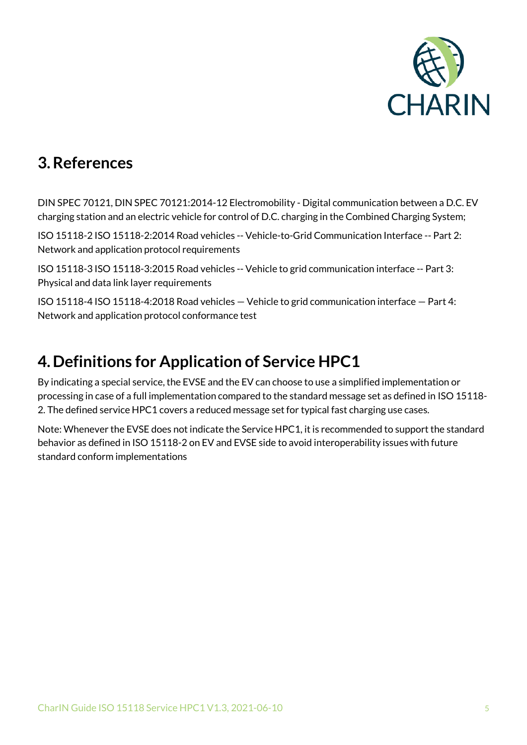# 3. References

DIN SPEC 70121, DIN SPEC 70121:2014-12 Electromobility - Digital communication between a D.C. EV charging station and an electric vehicle for control of D.C. charging in the Combined Charging System;

ISO 15118-2 ISO 15118-2:2014 Road vehicles -- Vehicle-to-Grid Communication Interface -- Part 2: Network and application protocol requirements

ISO 15118-3 ISO 15118-3:2015 Road vehicles -- Vehicle to grid communication interface -- Part 3: Physical and data link layer requirements

ISO 15118-4 ISO 15118-4:2018 Road vehicles — Vehicle to grid communication interface — Part 4: Network and application protocol conformance test

# 4. Definitions for Application of Service HPC1

By indicating a special service, the EVSE and the EV can choose to use a simplified implementation or processing in case of a full implementation compared to the standard message set as defined in ISO 15118-2. The defined service HPC1 covers a reduced message set for typical fast charging use cases.

Note: Whenever the EVSE does not indicate the Service HPC1, it is recommended to support the standard behavior as defined in ISO 15118-2 on EV and EVSE side to avoid interoperability issues with future standard conform implementations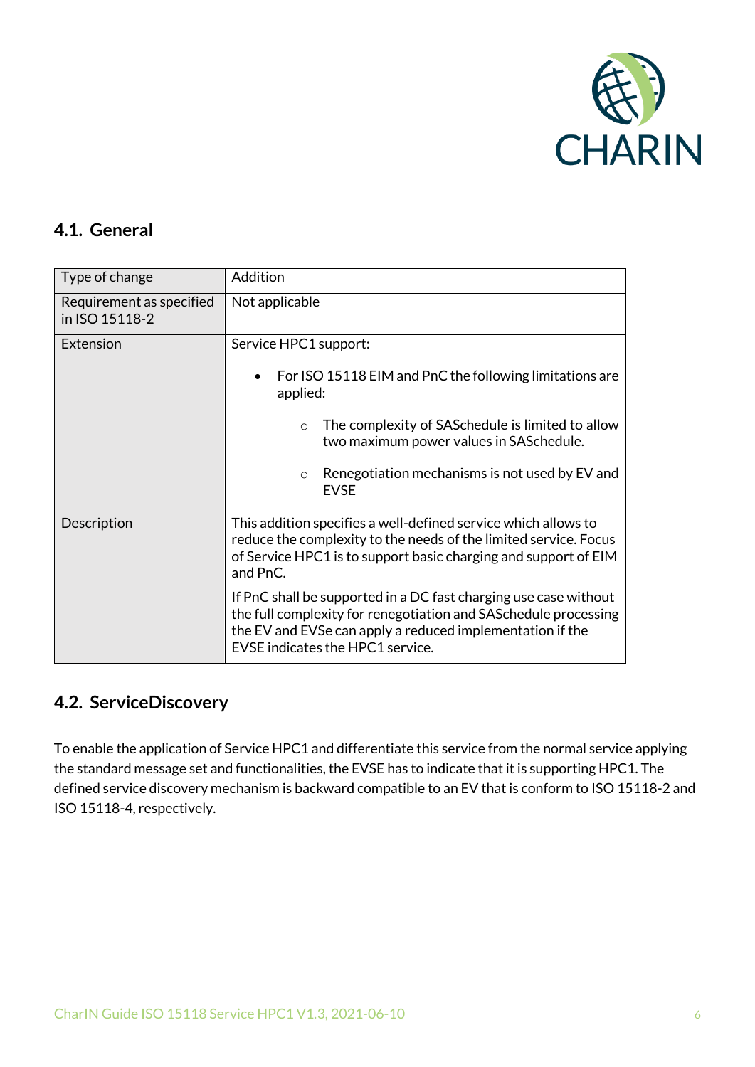## 4.1. General

| Type of change | Addition |
|---|---|
| Requirement as specified in ISO 15118-2 | Not applicable |
| Extension | Service HPC1 support:<br><br>• For ISO 15118 EIM and PnC the following limitations are applied:<br>  ○ The complexity of SASchedule is limited to allow two maximum power values in SASchedule.<br>  ○ Renegotiation mechanisms is not used by EV and EVSE |
| Description | This addition specifies a well-defined service which allows to reduce the complexity to the needs of the limited service. Focus of Service HPC1 is to support basic charging and support of EIM and PnC.<br><br>If PnC shall be supported in a DC fast charging use case without the full complexity for renegotiation and SASchedule processing the EV and EVSe can apply a reduced implementation if the EVSE indicates the HPC1 service. |

## 4.2. ServiceDiscovery

To enable the application of Service HPC1 and differentiate this service from the normal service applying the standard message set and functionalities, the EVSE has to indicate that it is supporting HPC1. The defined service discovery mechanism is backward compatible to an EV that is conform to ISO 15118-2 and ISO 15118-4, respectively.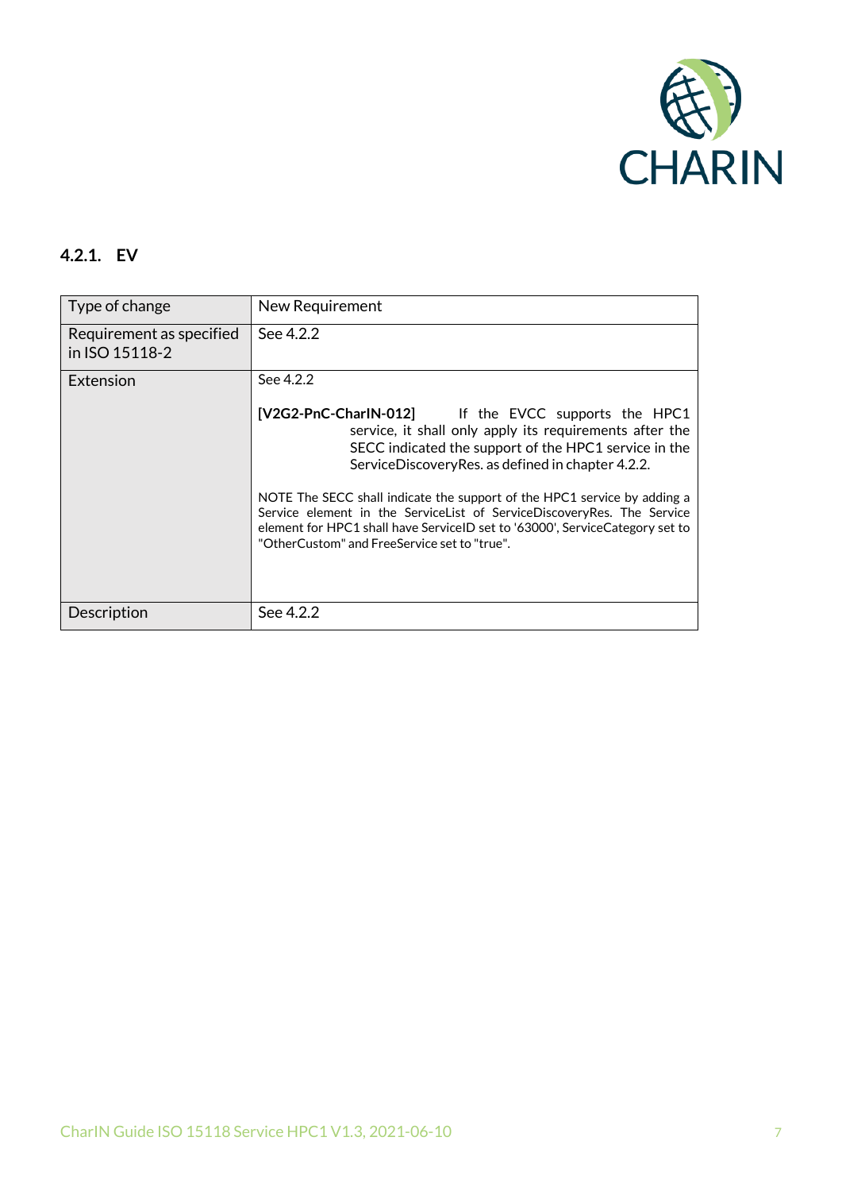### 4.2.1. EV

| Type of change | New Requirement |
|---|---|
| Requirement as specified in ISO 15118-2 | See 4.2.2 |
| Extension | See 4.2.2<br><br>**[V2G2-PnC-CharIN-012]** If the EVCC supports the HPC1 service, it shall only apply its requirements after the SECC indicated the support of the HPC1 service in the ServiceDiscoveryRes. as defined in chapter 4.2.2.<br><br>NOTE The SECC shall indicate the support of the HPC1 service by adding a Service element in the ServiceList of ServiceDiscoveryRes. The Service element for HPC1 shall have ServiceID set to '63000', ServiceCategory set to "OtherCustom" and FreeService set to "true". |
| Description | See 4.2.2 |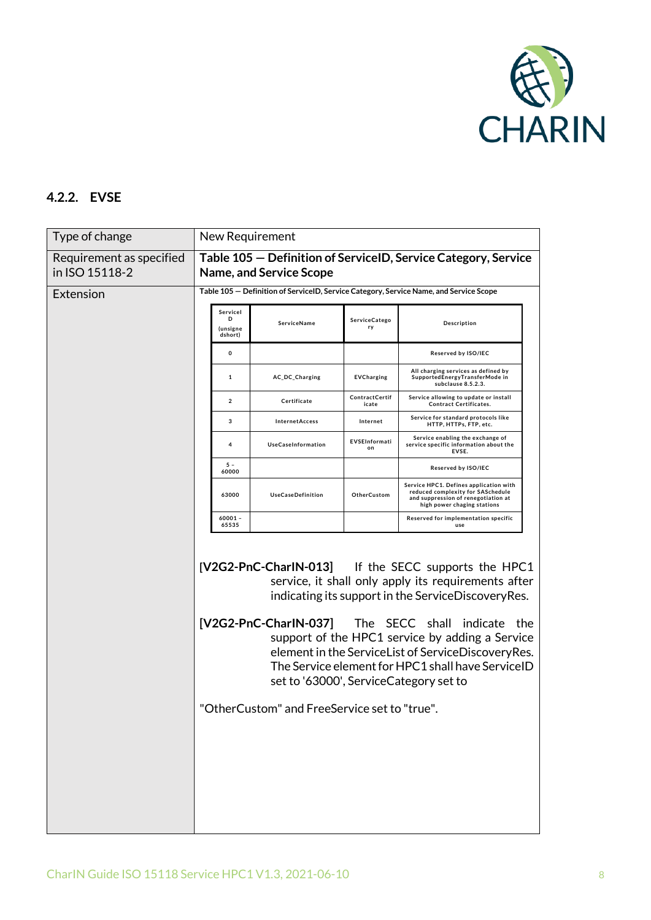### 4.2.2. EVSE

| Type of change | New Requirement |
|---|---|
| Requirement as specified in ISO 15118-2 | **Table 105 — Definition of ServiceID, Service Category, Service Name, and Service Scope** |
| Extension | **Table 105 — Definition of ServiceID, Service Category, Service Name, and Service Scope** (see table below) |

| ServiceID (unsignedshort) | ServiceName | ServiceCategory | Description |
|---|---|---|---|
| 0 | | | Reserved by ISO/IEC |
| 1 | AC_DC_Charging | EVCharging | All charging services as defined by SupportedEnergyTransferMode in subclause 8.5.2.3. |
| 2 | Certificate | ContractCertificate | Service allowing to update or install Contract Certificates. |
| 3 | InternetAccess | Internet | Service for standard protocols like HTTP, HTTPs, FTP, etc. |
| 4 | UseCaseInformation | EVSEInformation | Service enabling the exchange of service specific information about the EVSE. |
| 5 – 60000 | | | Reserved by ISO/IEC |
| 63000 | UseCaseDefinition | OtherCustom | Service HPC1. Defines application with reduced complexity for SASchedule and suppression of renegotiation at high power chaging stations |
| 60001 – 65535 | | | Reserved for implementation specific use |

**[V2G2-PnC-CharIN-013]** If the SECC supports the HPC1 service, it shall only apply its requirements after indicating its support in the ServiceDiscoveryRes.

**[V2G2-PnC-CharIN-037]** The SECC shall indicate the support of the HPC1 service by adding a Service element in the ServiceList of ServiceDiscoveryRes. The Service element for HPC1 shall have ServiceID set to '63000', ServiceCategory set to

"OtherCustom" and FreeService set to "true".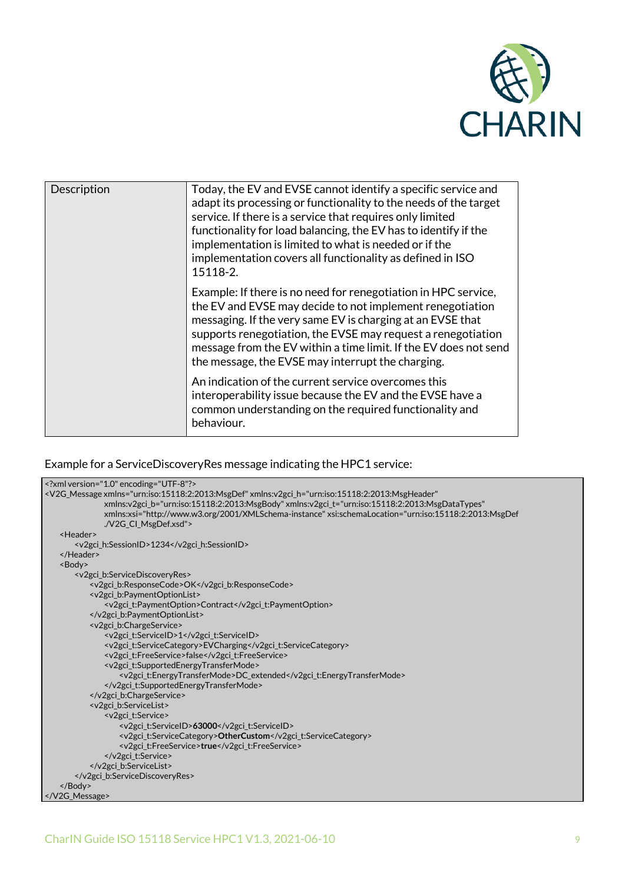| Description | Today, the EV and EVSE cannot identify a specific service and adapt its processing or functionality to the needs of the target service. If there is a service that requires only limited functionality for load balancing, the EV has to identify if the implementation is limited to what is needed or if the implementation covers all functionality as defined in ISO 15118-2.<br><br>Example: If there is no need for renegotiation in HPC service, the EV and EVSE may decide to not implement renegotiation messaging. If the very same EV is charging at an EVSE that supports renegotiation, the EVSE may request a renegotiation message from the EV within a time limit. If the EV does not send the message, the EVSE may interrupt the charging.<br><br>An indication of the current service overcomes this interoperability issue because the EV and the EVSE have a common understanding on the required functionality and behaviour. |
|---|---|

Example for a ServiceDiscoveryRes message indicating the HPC1 service:

```
<?xml version="1.0" encoding="UTF-8"?>
<V2G_Message xmlns="urn:iso:15118:2:2013:MsgDef" xmlns:v2gci_h="urn:iso:15118:2:2013:MsgHeader"
                xmlns:v2gci_b="urn:iso:15118:2:2013:MsgBody" xmlns:v2gci_t="urn:iso:15118:2:2013:MsgDataTypes"
                xmlns:xsi="http://www.w3.org/2001/XMLSchema-instance" xsi:schemaLocation="urn:iso:15118:2:2013:MsgDef
                ./V2G_CI_MsgDef.xsd">
    <Header>
        <v2gci_h:SessionID>1234</v2gci_h:SessionID>
    </Header>
    <Body>
        <v2gci_b:ServiceDiscoveryRes>
            <v2gci_b:ResponseCode>OK</v2gci_b:ResponseCode>
            <v2gci_b:PaymentOptionList>
                <v2gci_t:PaymentOption>Contract</v2gci_t:PaymentOption>
            </v2gci_b:PaymentOptionList>
            <v2gci_b:ChargeService>
                <v2gci_t:ServiceID>1</v2gci_t:ServiceID>
                <v2gci_t:ServiceCategory>EVCharging</v2gci_t:ServiceCategory>
                <v2gci_t:FreeService>false</v2gci_t:FreeService>
                <v2gci_t:SupportedEnergyTransferMode>
                    <v2gci_t:EnergyTransferMode>DC_extended</v2gci_t:EnergyTransferMode>
                </v2gci_t:SupportedEnergyTransferMode>
            </v2gci_b:ChargeService>
            <v2gci_b:ServiceList>
                <v2gci_t:Service>
                    <v2gci_t:ServiceID>63000</v2gci_t:ServiceID>
                    <v2gci_t:ServiceCategory>OtherCustom</v2gci_t:ServiceCategory>
                    <v2gci_t:FreeService>true</v2gci_t:FreeService>
                </v2gci_t:Service>
            </v2gci_b:ServiceList>
        </v2gci_b:ServiceDiscoveryRes>
    </Body>
</V2G_Message>
```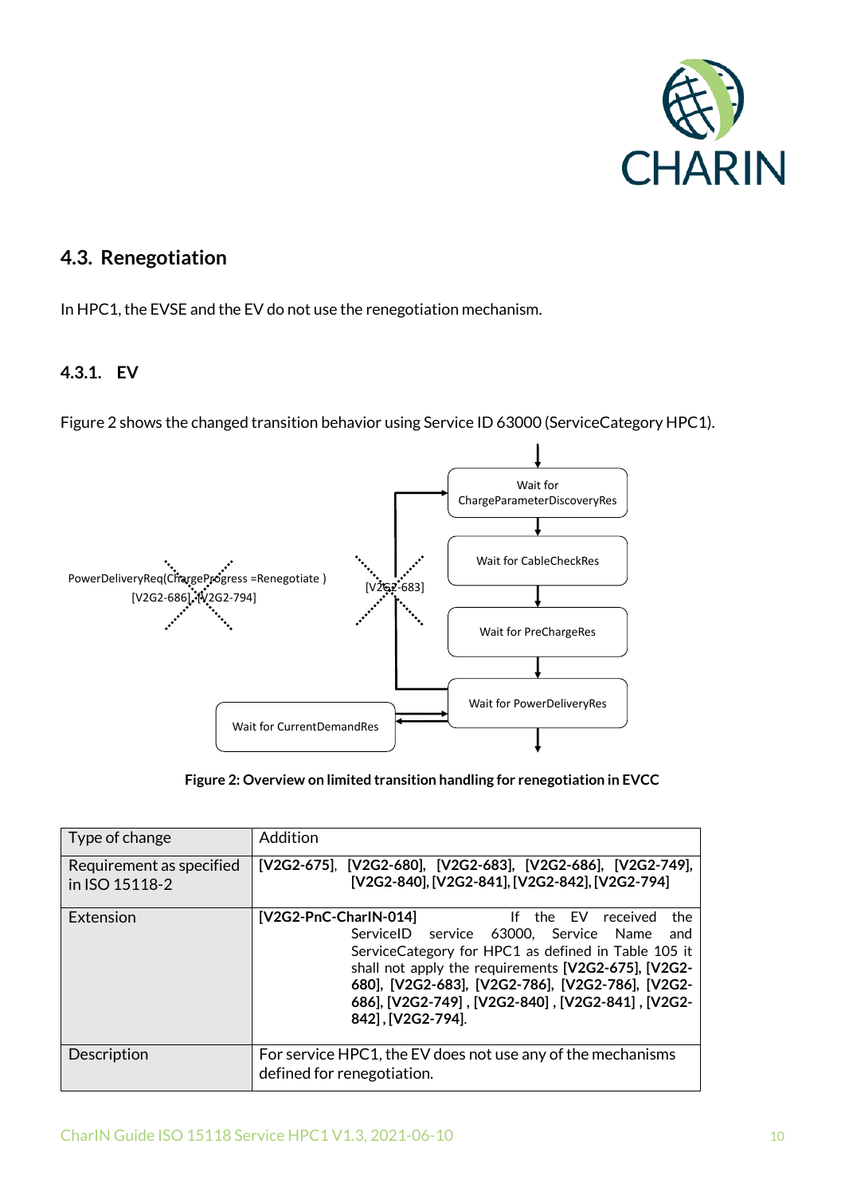## 4.3. Renegotiation

In HPC1, the EVSE and the EV do not use the renegotiation mechanism.

### 4.3.1. EV

Figure 2 shows the changed transition behavior using Service ID 63000 (ServiceCategory HPC1).

Wait for ChargeParameterDiscoveryRes

Wait for CableCheckRes

Wait for PreChargeRes

Wait for PowerDeliveryRes

Wait for CurrentDemandRes

PowerDeliveryReq(ChargeProgress =Renegotiate ) [V2G2-686], [V2G2-794]

[V2G2-683]

**Figure 2: Overview on limited transition handling for renegotiation in EVCC**

| Type of change | Addition |
|---|---|
| Requirement as specified in ISO 15118-2 | **[V2G2-675], [V2G2-680], [V2G2-683], [V2G2-686], [V2G2-749], [V2G2-840], [V2G2-841], [V2G2-842], [V2G2-794]** |
| Extension | **[V2G2-PnC-CharIN-014]** If the EV received the ServiceID service 63000, Service Name and ServiceCategory for HPC1 as defined in Table 105 it shall not apply the requirements **[V2G2-675]**, **[V2G2-680]**, **[V2G2-683]**, **[V2G2-786]**, **[V2G2-786]**, **[V2G2-686]**, **[V2G2-749]** , **[V2G2-840]** , **[V2G2-841]** , **[V2G2-842]** , **[V2G2-794]**. |
| Description | For service HPC1, the EV does not use any of the mechanisms defined for renegotiation. |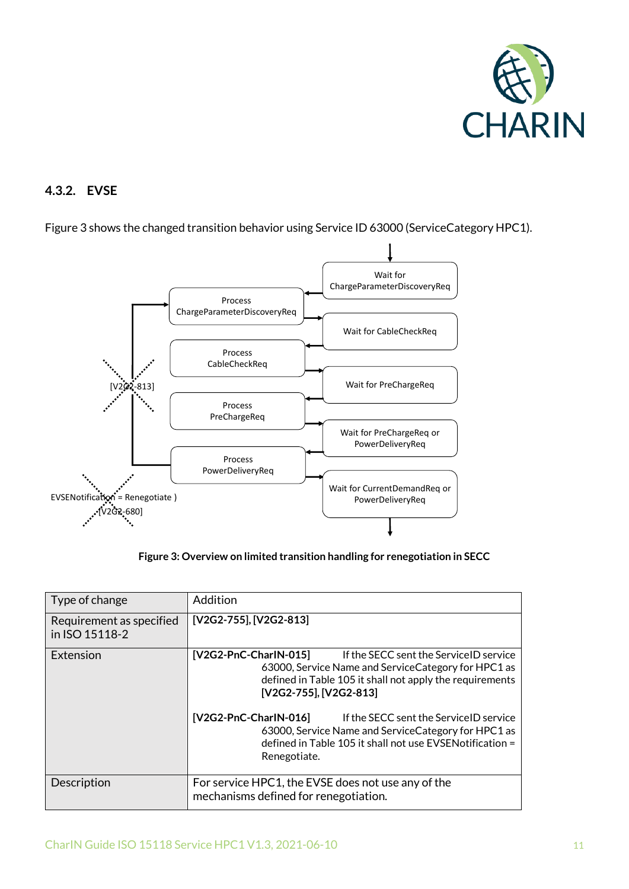### 4.3.2. EVSE

Figure 3 shows the changed transition behavior using Service ID 63000 (ServiceCategory HPC1).

Figure 3: Overview on limited transition handling for renegotiation in SECC

| Type of change | Addition |
|---|---|
| Requirement as specified in ISO 15118-2 | **[V2G2-755], [V2G2-813]** |
| Extension | **[V2G2-PnC-CharIN-015]** If the SECC sent the ServiceID service 63000, Service Name and ServiceCategory for HPC1 as defined in Table 105 it shall not apply the requirements **[V2G2-755], [V2G2-813]**<br><br>**[V2G2-PnC-CharIN-016]** If the SECC sent the ServiceID service 63000, Service Name and ServiceCategory for HPC1 as defined in Table 105 it shall not use EVSENotification = Renegotiate. |
| Description | For service HPC1, the EVSE does not use any of the mechanisms defined for renegotiation. |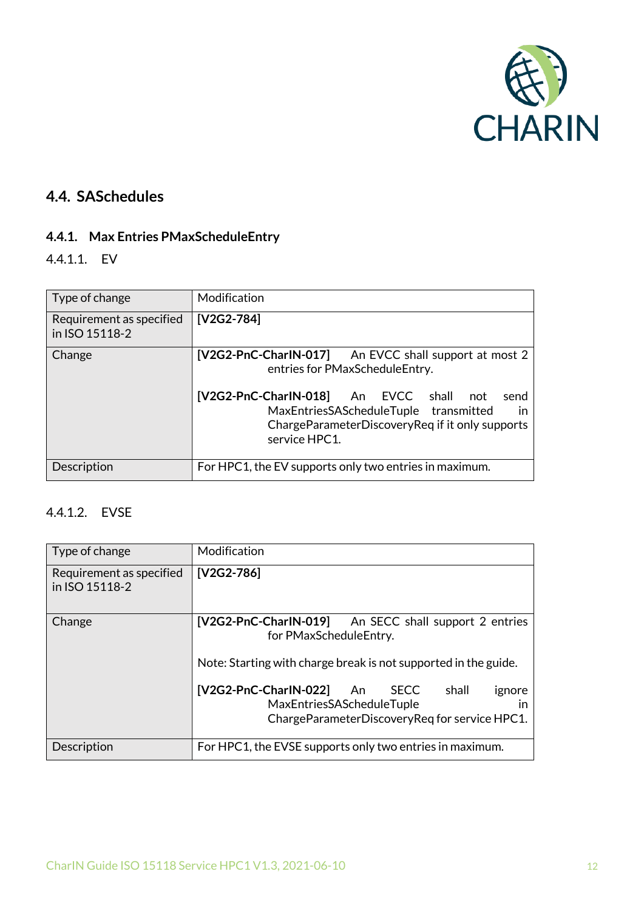## 4.4. SASchedules

### 4.4.1. Max Entries PMaxScheduleEntry

#### 4.4.1.1. EV

| Type of change | Modification |
|---|---|
| Requirement as specified in ISO 15118-2 | **[V2G2-784]** |
| Change | **[V2G2-PnC-CharIN-017]** An EVCC shall support at most 2 entries for PMaxScheduleEntry.<br><br>**[V2G2-PnC-CharIN-018]** An EVCC shall not send MaxEntriesSAScheduleTuple transmitted in ChargeParameterDiscoveryReq if it only supports service HPC1. |
| Description | For HPC1, the EV supports only two entries in maximum. |

#### 4.4.1.2. EVSE

| Type of change | Modification |
|---|---|
| Requirement as specified in ISO 15118-2 | **[V2G2-786]** |
| Change | **[V2G2-PnC-CharIN-019]** An SECC shall support 2 entries for PMaxScheduleEntry.<br><br>Note: Starting with charge break is not supported in the guide.<br><br>**[V2G2-PnC-CharIN-022]** An SECC shall ignore MaxEntriesSAScheduleTuple in ChargeParameterDiscoveryReq for service HPC1. |
| Description | For HPC1, the EVSE supports only two entries in maximum. |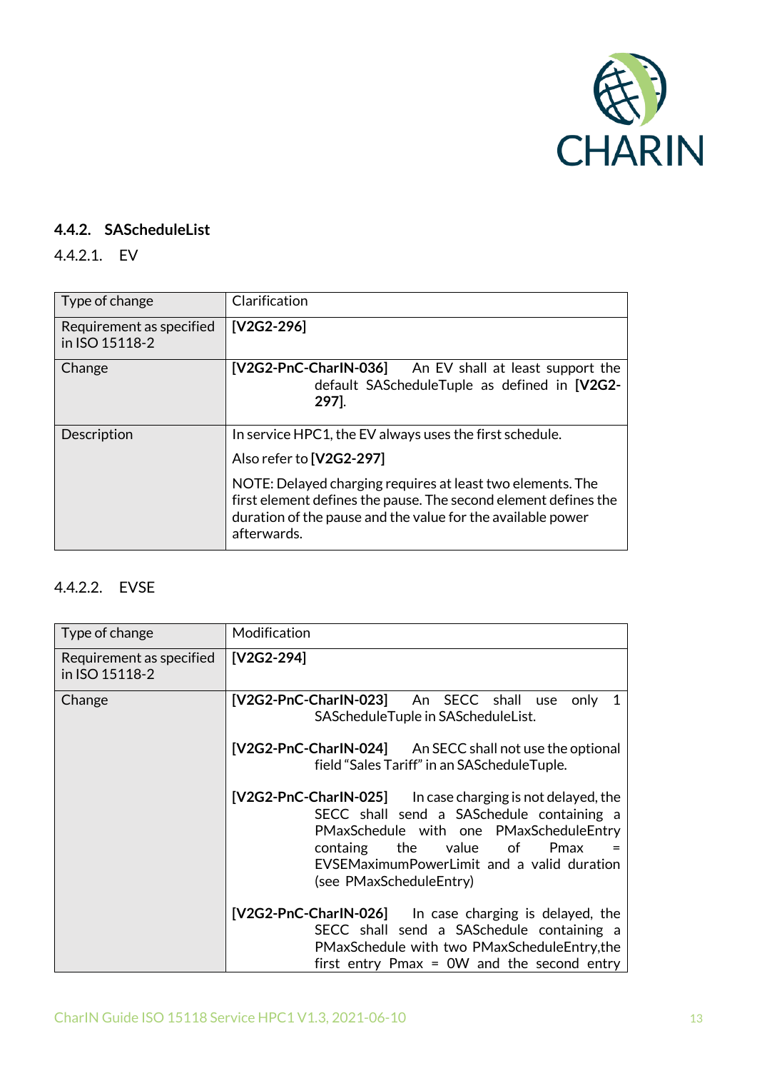### 4.4.2. SAScheduleList

#### 4.4.2.1. EV

| Type of change | Clarification |
|---|---|
| Requirement as specified in ISO 15118-2 | **[V2G2-296]** |
| Change | **[V2G2-PnC-CharIN-036]** An EV shall at least support the default SAScheduleTuple as defined in **[V2G2-297]**. |
| Description | In service HPC1, the EV always uses the first schedule.<br><br>Also refer to **[V2G2-297]**<br><br>NOTE: Delayed charging requires at least two elements. The first element defines the pause. The second element defines the duration of the pause and the value for the available power afterwards. |

#### 4.4.2.2. EVSE

| Type of change | Modification |
|---|---|
| Requirement as specified in ISO 15118-2 | **[V2G2-294]** |
| Change | **[V2G2-PnC-CharIN-023]** An SECC shall use only 1 SAScheduleTuple in SAScheduleList.<br><br>**[V2G2-PnC-CharIN-024]** An SECC shall not use the optional field "Sales Tariff" in an SAScheduleTuple.<br><br>**[V2G2-PnC-CharIN-025]** In case charging is not delayed, the SECC shall send a SASchedule containing a PMaxSchedule with one PMaxScheduleEntry containg the value of Pmax = EVSEMaximumPowerLimit and a valid duration (see PMaxScheduleEntry)<br><br>**[V2G2-PnC-CharIN-026]** In case charging is delayed, the SECC shall send a SASchedule containing a PMaxSchedule with two PMaxScheduleEntry,the first entry Pmax = 0W and the second entry |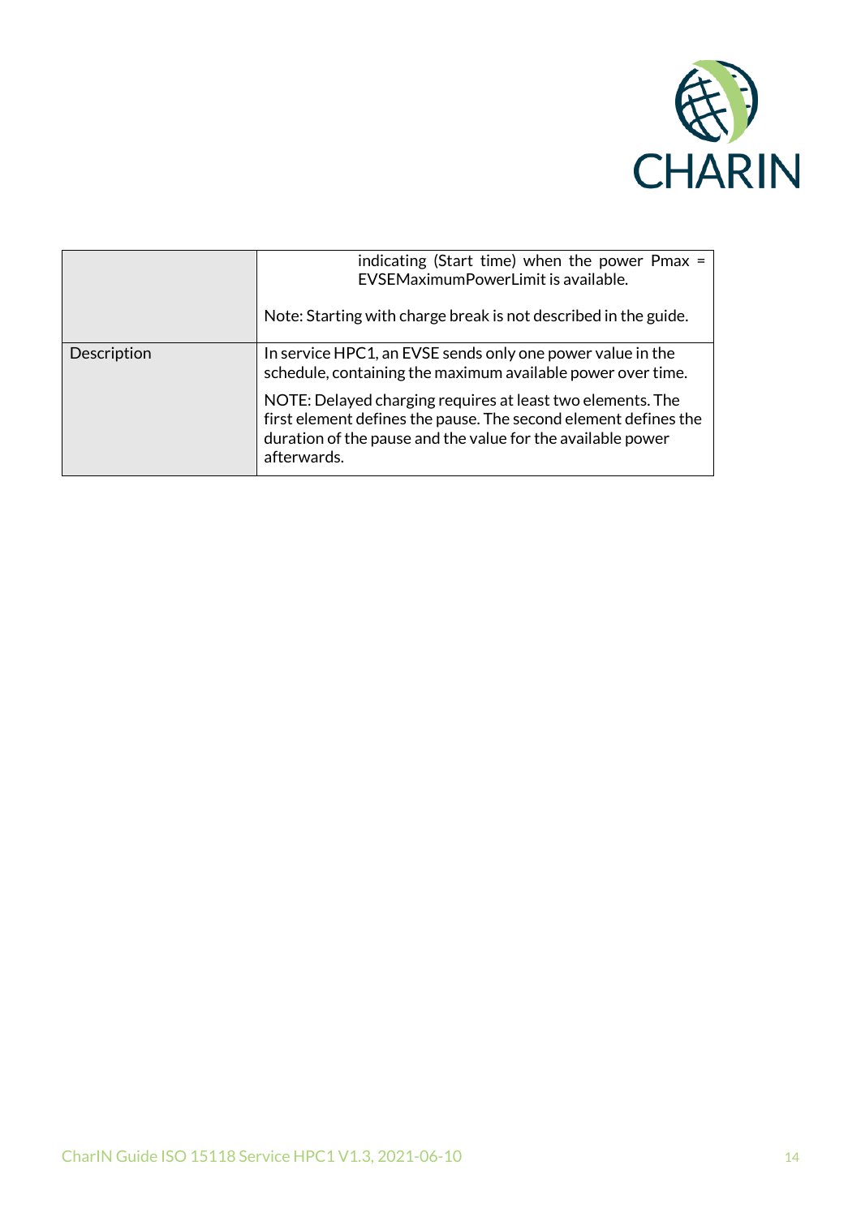| | |
|---|---|
| | indicating (Start time) when the power Pmax = EVSEMaximumPowerLimit is available.<br><br>Note: Starting with charge break is not described in the guide. |
| Description | In service HPC1, an EVSE sends only one power value in the schedule, containing the maximum available power over time.<br><br>NOTE: Delayed charging requires at least two elements. The first element defines the pause. The second element defines the duration of the pause and the value for the available power afterwards. |